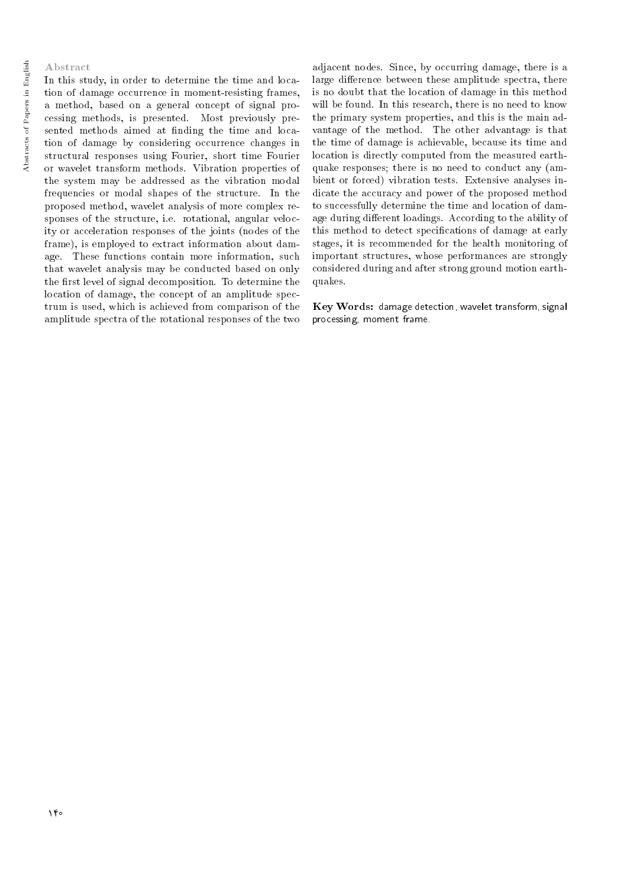## Abstract

In this study, in order to determine the time and location of damage occurrence in moment-resisting frames, a method, based on a general concept of signal processing methods, is presented. Most previously presented methods aimed at finding the time and location of damage by considering occurrence changes in structural responses using Fourier, short time Fourier or wavelet transform methods. Vibration properties of the system may be addressed as the vibration modal frequencies or modal shapes of the structure. In the proposed method, wavelet analysis of more complex responses of the structure, i.e. rotational, angular velocity or acceleration responses of the joints (nodes of the frame), is employed to extract information about damage. These functions contain more information, such that wavelet analysis may be conducted based on only the first level of signal decomposition. To determine the location of damage, the concept of an amplitude spectrum is used, which is achieved from comparison of the amplitude spectra of the rotational responses of the two adjacent nodes. Since, by occurring damage, there is a large difference between these amplitude spectra, there is no doubt that the location of damage in this method will be found. In this research, there is no need to know the primary system properties, and this is the main advantage of the method. The other advantage is that the time of damage is achievable, because its time and location is directly computed from the measured earthquake responses; there is no need to conduct any (ambient or forced) vibration tests. Extensive analyses indicate the accuracy and power of the proposed method to successfully determine the time and location of damage during different loadings. According to the ability of this method to detect specifications of damage at early stages, it is recommended for the health monitoring of important structures, whose performances are strongly considered during and after strong ground motion earthquakes.

**Key Words:** damage detection, wavelet transform, signal processing, moment frame.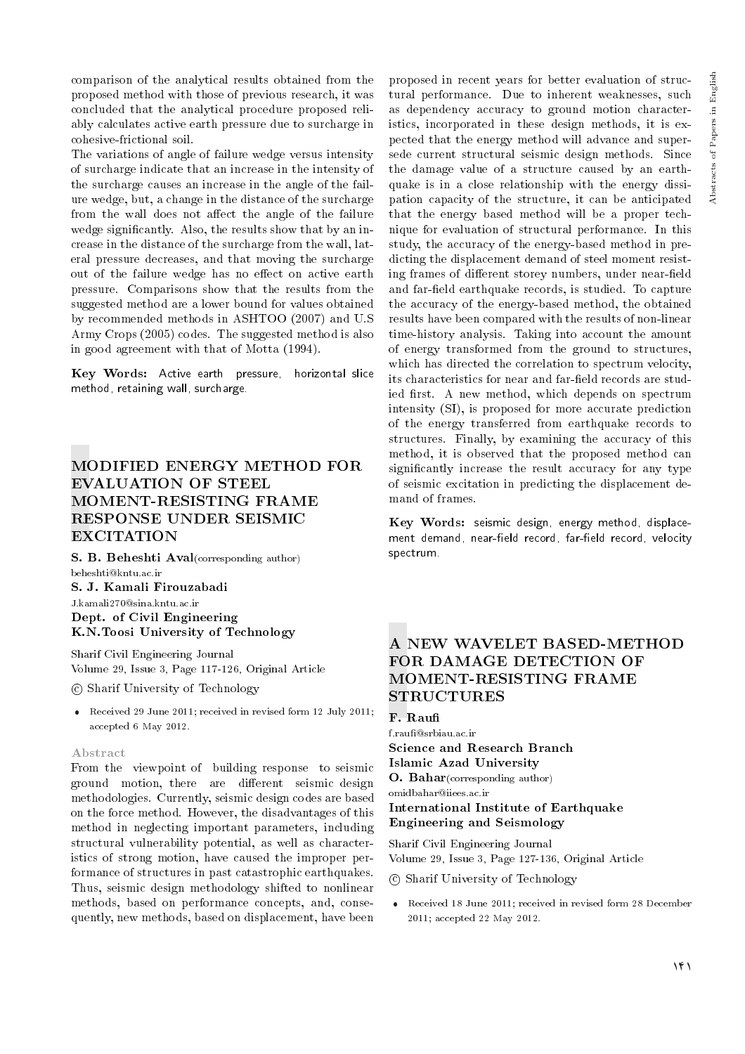comparison of the analytical results obtained from the proposed method with those of previous research, it was concluded that the analytical procedure proposed reliably calculates active earth pressure due to surcharge in cohesive-frictional soil.

The variations of angle of failure wedge versus intensity of surcharge indicate that an increase in the intensity of the surcharge causes an increase in the angle of the failure wedge, but, a change in the distance of the surcharge from the wall does not affect the angle of the failure wedge significantly. Also, the results show that by an increase in the distance of the surcharge from the wall, lateral pressure decreases, and that moving the surcharge out of the failure wedge has no effect on active earth pressure. Comparisons show that the results from the suggested method are a lower bound for values obtained by recommended methods in ASHTOO (2007) and U.S Army Crops (2005) codes. The suggested method is also in good agreement with that of Motta (1994).

**Key Words:** Active earth pressure, horizontal slice method, retaining wall, surcharge.

## MODIFIED ENERGY METHOD FOR EVALUATION OF STEEL MOMENT-RESISTING FRAME RESPONSE UNDER SEISMIC EXCITATION

**S. B. Beheshti Aval** (corresponding author)
beheshti@kntu.ac.ir
**S. J. Kamali Firouzabadi**
J.kamali270@sina.kntu.ac.ir
**Dept. of Civil Engineering**
**K.N.Toosi University of Technology**

Sharif Civil Engineering Journal
Volume 29, Issue 3, Page 117-126, Original Article

© Sharif University of Technology

- Received 29 June 2011; received in revised form 12 July 2011; accepted 6 May 2012.

### Abstract

From the viewpoint of building response to seismic ground motion, there are different seismic design methodologies. Currently, seismic design codes are based on the force method. However, the disadvantages of this method in neglecting important parameters, including structural vulnerability potential, as well as characteristics of strong motion, have caused the improper performance of structures in past catastrophic earthquakes. Thus, seismic design methodology shifted to nonlinear methods, based on performance concepts, and, consequently, new methods, based on displacement, have been proposed in recent years for better evaluation of structural performance. Due to inherent weaknesses, such as dependency accuracy to ground motion characteristics, incorporated in these design methods, it is expected that the energy method will advance and supersede current structural seismic design methods. Since the damage value of a structure caused by an earthquake is in a close relationship with the energy dissipation capacity of the structure, it can be anticipated that the energy based method will be a proper technique for evaluation of structural performance. In this study, the accuracy of the energy-based method in predicting the displacement demand of steel moment resisting frames of different storey numbers, under near-field and far-field earthquake records, is studied. To capture the accuracy of the energy-based method, the obtained results have been compared with the results of non-linear time-history analysis. Taking into account the amount of energy transformed from the ground to structures, which has directed the correlation to spectrum velocity, its characteristics for near and far-field records are studied first. A new method, which depends on spectrum intensity (SI), is proposed for more accurate prediction of the energy transferred from earthquake records to structures. Finally, by examining the accuracy of this method, it is observed that the proposed method can significantly increase the result accuracy for any type of seismic excitation in predicting the displacement demand of frames.

**Key Words:** seismic design, energy method, displacement demand, near-field record, far-field record, velocity spectrum.

## A NEW WAVELET BASED-METHOD FOR DAMAGE DETECTION OF MOMENT-RESISTING FRAME STRUCTURES

**F. Raufi**
f.raufi@srbiau.ac.ir
**Science and Research Branch**
**Islamic Azad University**
**O. Bahar** (corresponding author)
omidbahar@iiees.ac.ir
**International Institute of Earthquake Engineering and Seismology**

Sharif Civil Engineering Journal
Volume 29, Issue 3, Page 127-136, Original Article

© Sharif University of Technology

- Received 18 June 2011; received in revised form 28 December 2011; accepted 22 May 2012.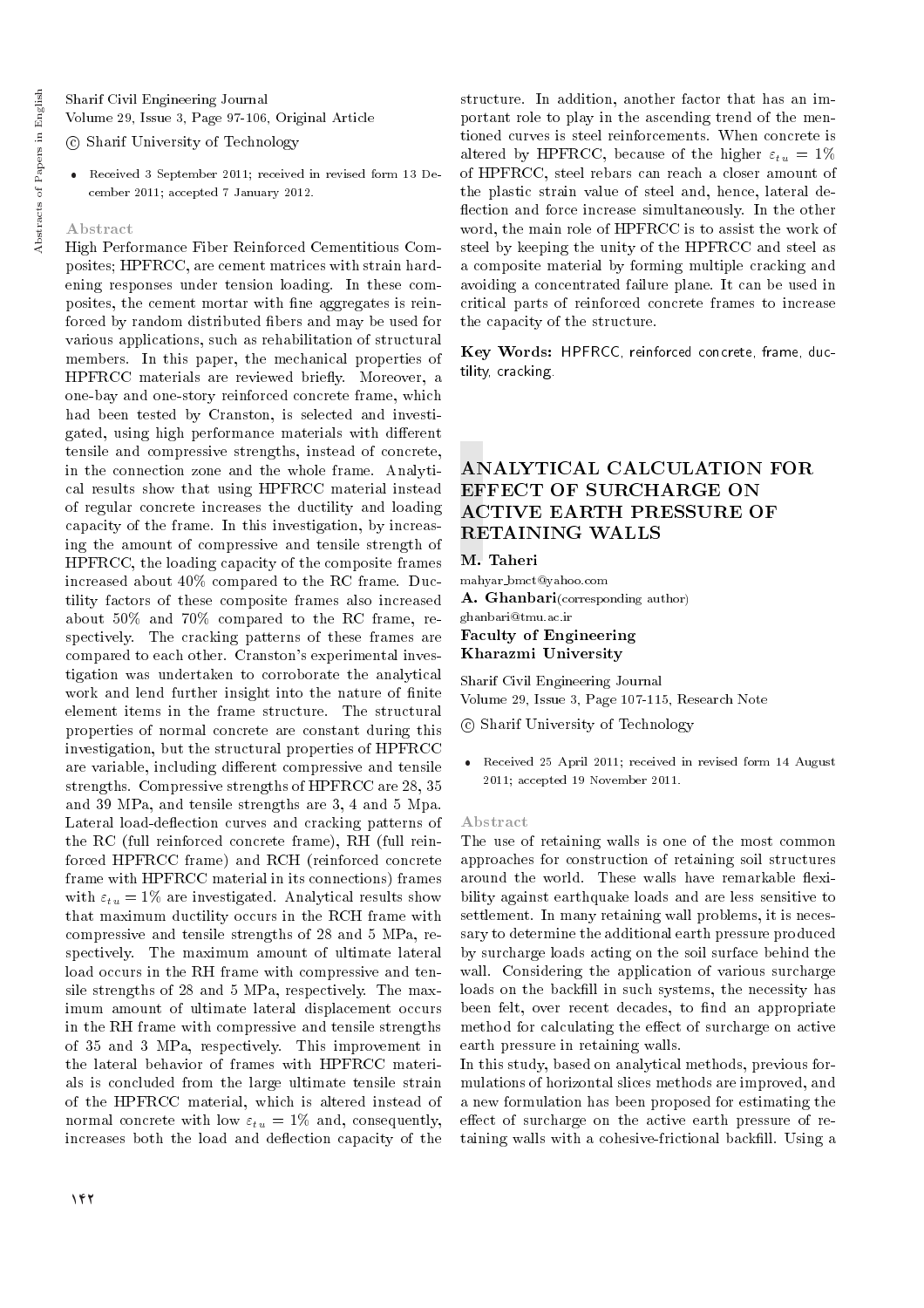Sharif Civil Engineering Journal
Volume 29, Issue 3, Page 97-106, Original Article

© Sharif University of Technology

- Received 3 September 2011; received in revised form 13 December 2011; accepted 7 January 2012.

### Abstract

High Performance Fiber Reinforced Cementitious Composites; HPFRCC, are cement matrices with strain hardening responses under tension loading. In these composites, the cement mortar with fine aggregates is reinforced by random distributed fibers and may be used for various applications, such as rehabilitation of structural members. In this paper, the mechanical properties of HPFRCC materials are reviewed briefly. Moreover, a one-bay and one-story reinforced concrete frame, which had been tested by Cranston, is selected and investigated, using high performance materials with different tensile and compressive strengths, instead of concrete, in the connection zone and the whole frame. Analytical results show that using HPFRCC material instead of regular concrete increases the ductility and loading capacity of the frame. In this investigation, by increasing the amount of compressive and tensile strength of HPFRCC, the loading capacity of the composite frames increased about 40% compared to the RC frame. Ductility factors of these composite frames also increased about 50% and 70% compared to the RC frame, respectively. The cracking patterns of these frames are compared to each other. Cranston's experimental investigation was undertaken to corroborate the analytical work and lend further insight into the nature of finite element items in the frame structure. The structural properties of normal concrete are constant during this investigation, but the structural properties of HPFRCC are variable, including different compressive and tensile strengths. Compressive strengths of HPFRCC are 28, 35 and 39 MPa, and tensile strengths are 3, 4 and 5 Mpa. Lateral load-deflection curves and cracking patterns of the RC (full reinforced concrete frame), RH (full reinforced HPFRCC frame) and RCH (reinforced concrete frame with HPFRCC material in its connections) frames with $\varepsilon_{tu} = 1\%$ are investigated. Analytical results show that maximum ductility occurs in the RCH frame with compressive and tensile strengths of 28 and 5 MPa, respectively. The maximum amount of ultimate lateral load occurs in the RH frame with compressive and tensile strengths of 28 and 5 MPa, respectively. The maximum amount of ultimate lateral displacement occurs in the RH frame with compressive and tensile strengths of 35 and 3 MPa, respectively. This improvement in the lateral behavior of frames with HPFRCC materials is concluded from the large ultimate tensile strain of the HPFRCC material, which is altered instead of normal concrete with low $\varepsilon_{tu} = 1\%$ and, consequently, increases both the load and deflection capacity of the structure. In addition, another factor that has an important role to play in the ascending trend of the mentioned curves is steel reinforcements. When concrete is altered by HPFRCC, because of the higher $\varepsilon_{tu} = 1\%$ of HPFRCC, steel rebars can reach a closer amount of the plastic strain value of steel and, hence, lateral deflection and force increase simultaneously. In the other word, the main role of HPFRCC is to assist the work of steel by keeping the unity of the HPFRCC and steel as a composite material by forming multiple cracking and avoiding a concentrated failure plane. It can be used in critical parts of reinforced concrete frames to increase the capacity of the structure.

**Key Words:** HPFRCC, reinforced concrete, frame, ductility, cracking.

## ANALYTICAL CALCULATION FOR EFFECT OF SURCHARGE ON ACTIVE EARTH PRESSURE OF RETAINING WALLS

**M. Taheri**
mahyar_bmct@yahoo.com
**A. Ghanbari**(corresponding author)
ghanbari@tmu.ac.ir
**Faculty of Engineering**
**Kharazmi University**

Sharif Civil Engineering Journal
Volume 29, Issue 3, Page 107-115, Research Note

© Sharif University of Technology

- Received 25 April 2011; received in revised form 14 August 2011; accepted 19 November 2011.

### Abstract

The use of retaining walls is one of the most common approaches for construction of retaining soil structures around the world. These walls have remarkable flexibility against earthquake loads and are less sensitive to settlement. In many retaining wall problems, it is necessary to determine the additional earth pressure produced by surcharge loads acting on the soil surface behind the wall. Considering the application of various surcharge loads on the backfill in such systems, the necessity has been felt, over recent decades, to find an appropriate method for calculating the effect of surcharge on active earth pressure in retaining walls.

In this study, based on analytical methods, previous formulations of horizontal slices methods are improved, and a new formulation has been proposed for estimating the effect of surcharge on the active earth pressure of retaining walls with a cohesive-frictional backfill. Using a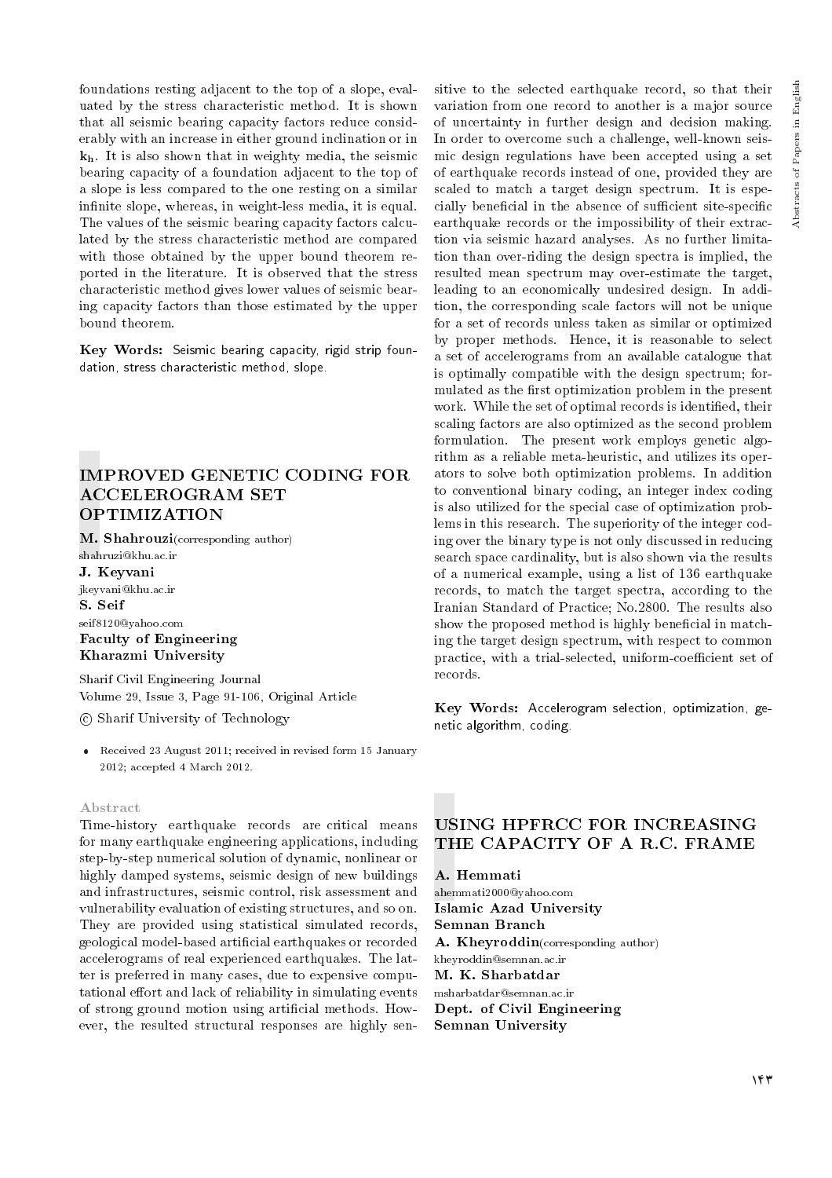foundations resting adjacent to the top of a slope, evaluated by the stress characteristic method. It is shown that all seismic bearing capacity factors reduce considerably with an increase in either ground inclination or in $\mathbf{k_h}$. It is also shown that in weighty media, the seismic bearing capacity of a foundation adjacent to the top of a slope is less compared to the one resting on a similar infinite slope, whereas, in weight-less media, it is equal. The values of the seismic bearing capacity factors calculated by the stress characteristic method are compared with those obtained by the upper bound theorem reported in the literature. It is observed that the stress characteristic method gives lower values of seismic bearing capacity factors than those estimated by the upper bound theorem.

**Key Words:** Seismic bearing capacity, rigid strip foundation, stress characteristic method, slope.

## IMPROVED GENETIC CODING FOR ACCELEROGRAM SET OPTIMIZATION

**M. Shahrouzi**(corresponding author)
shahruzi@khu.ac.ir
**J. Keyvani**
jkeyvani@khu.ac.ir
**S. Seif**
seif8120@yahoo.com
**Faculty of Engineering**
**Kharazmi University**

Sharif Civil Engineering Journal
Volume 29, Issue 3, Page 91-106, Original Article
© Sharif University of Technology

- Received 23 August 2011; received in revised form 15 January 2012; accepted 4 March 2012.

### Abstract

Time-history earthquake records are critical means for many earthquake engineering applications, including step-by-step numerical solution of dynamic, nonlinear or highly damped systems, seismic design of new buildings and infrastructures, seismic control, risk assessment and vulnerability evaluation of existing structures, and so on. They are provided using statistical simulated records, geological model-based artificial earthquakes or recorded accelerograms of real experienced earthquakes. The latter is preferred in many cases, due to expensive computational effort and lack of reliability in simulating events of strong ground motion using artificial methods. However, the resulted structural responses are highly sensitive to the selected earthquake record, so that their variation from one record to another is a major source of uncertainty in further design and decision making. In order to overcome such a challenge, well-known seismic design regulations have been accepted using a set of earthquake records instead of one, provided they are scaled to match a target design spectrum. It is especially beneficial in the absence of sufficient site-specific earthquake records or the impossibility of their extraction via seismic hazard analyses. As no further limitation than over-riding the design spectra is implied, the resulted mean spectrum may over-estimate the target, leading to an economically undesired design. In addition, the corresponding scale factors will not be unique for a set of records unless taken as similar or optimized by proper methods. Hence, it is reasonable to select a set of accelerograms from an available catalogue that is optimally compatible with the design spectrum; formulated as the first optimization problem in the present work. While the set of optimal records is identified, their scaling factors are also optimized as the second problem formulation. The present work employs genetic algorithm as a reliable meta-heuristic, and utilizes its operators to solve both optimization problems. In addition to conventional binary coding, an integer index coding is also utilized for the special case of optimization problems in this research. The superiority of the integer coding over the binary type is not only discussed in reducing search space cardinality, but is also shown via the results of a numerical example, using a list of 136 earthquake records, to match the target spectra, according to the Iranian Standard of Practice; No.2800. The results also show the proposed method is highly beneficial in matching the target design spectrum, with respect to common practice, with a trial-selected, uniform-coefficient set of records.

**Key Words:** Accelerogram selection, optimization, genetic algorithm, coding.

## USING HPFRCC FOR INCREASING THE CAPACITY OF A R.C. FRAME

**A. Hemmati**
ahemmati2000@yahoo.com
**Islamic Azad University**
**Semnan Branch**
**A. Kheyroddin**(corresponding author)
kheyroddin@semnan.ac.ir
**M. K. Sharbatdar**
msharbatdar@semnan.ac.ir
**Dept. of Civil Engineering**
**Semnan University**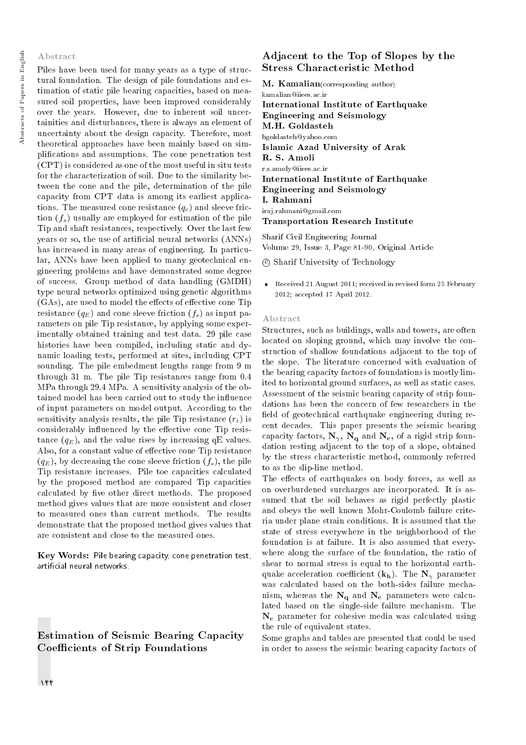### Abstract

Piles have been used for many years as a type of structural foundation. The design of pile foundations and estimation of static pile bearing capacities, based on measured soil properties, have been improved considerably over the years. However, due to inherent soil uncertainties and disturbances, there is always an element of uncertainty about the design capacity. Therefore, most theoretical approaches have been mainly based on simplifications and assumptions. The cone penetration test (CPT) is considered as one of the most useful in situ tests for the characterization of soil. Due to the similarity between the cone and the pile, determination of the pile capacity from CPT data is among its earliest applications. The measured cone resistance ($q_c$) and sleeve friction ($f_s$) usually are employed for estimation of the pile Tip and shaft resistances, respectively. Over the last few years or so, the use of artificial neural networks (ANNs) has increased in many areas of engineering. In particular, ANNs have been applied to many geotechnical engineering problems and have demonstrated some degree of success. Group method of data handling (GMDH) type neural networks optimized using genetic algorithms (GAs), are used to model the effects of effective cone Tip resistance ($q_E$) and cone sleeve friction ($f_s$) as input parameters on pile Tip resistance, by applying some experimentally obtained training and test data. 29 pile case histories have been compiled, including static and dynamic loading tests, performed at sites, including CPT sounding. The pile embedment lengths range from 9 m through 31 m. The pile Tip resistances range from 0.4 MPa through 29.4 MPa. A sensitivity analysis of the obtained model has been carried out to study the influence of input parameters on model output. According to the sensitivity analysis results, the pile Tip resistance ($r_t$) is considerably influenced by the effective cone Tip resistance ($q_E$), and the value rises by increasing qE values. Also, for a constant value of effective cone Tip resistance ($q_E$), by decreasing the cone sleeve friction ($f_s$), the pile Tip resistance increases. Pile toe capacities calculated by the proposed method are compared Tip capacities calculated by five other direct methods. The proposed method gives values that are more consistent and closer to measured ones than current methods. The results demonstrate that the proposed method gives values that are consistent and close to the measured ones.

**Key Words:** Pile bearing capacity, cone penetration test, artificial neural networks.

## Estimation of Seismic Bearing Capacity Coefficients of Strip Foundations Adjacent to the Top of Slopes by the Stress Characteristic Method

**M. Kamalian**(corresponding author)
kamalian@iiees.ac.ir
**International Institute of Earthquake Engineering and Seismology**

**M.H. Goldasteh**
hgoldasteh@yahoo.com
**Islamic Azad University of Arak**

**R. S. Amoli**
r.s.amoly@iiees.ac.ir
**International Institute of Earthquake Engineering and Seismology**

**I. Rahmani**
iraj.rahmani@gmail.com
**Transportation Research Institute**

Sharif Civil Engineering Journal
Volume 29, Issue 3, Page 81-90, Original Article

© Sharif University of Technology

- Received 21 August 2011; received in revised form 25 February 2012; accepted 17 April 2012.

### Abstract

Structures, such as buildings, walls and towers, are often located on sloping ground, which may involve the construction of shallow foundations adjacent to the top of the slope. The literature concerned with evaluation of the bearing capacity factors of foundations is mostly limited to horizontal ground surfaces, as well as static cases. Assessment of the seismic bearing capacity of strip foundations has been the concern of few researchers in the field of geotechnical earthquake engineering during recent decades. This paper presents the seismic bearing capacity factors, $\mathbf{N_\gamma}$, $\mathbf{N_q}$ and $\mathbf{N_c}$, of a rigid strip foundation resting adjacent to the top of a slope, obtained by the stress characteristic method, commonly referred to as the slip-line method.

The effects of earthquakes on body forces, as well as on overburdened surcharges are incorporated. It is assumed that the soil behaves as rigid perfectly plastic and obeys the well known Mohr-Coulomb failure criteria under plane strain conditions. It is assumed that the state of stress everywhere in the neighborhood of the foundation is at failure. It is also assumed that everywhere along the surface of the foundation, the ratio of shear to normal stress is equal to the horizontal earthquake acceleration coefficient ($\mathbf{k_h}$). The $\mathbf{N_\gamma}$ parameter was calculated based on the both-sides failure mechanism, whereas the $\mathbf{N_q}$ and $\mathbf{N_c}$ parameters were calculated based on the single-side failure mechanism. The $\mathbf{N_c}$ parameter for cohesive media was calculated using the rule of equivalent states.

Some graphs and tables are presented that could be used in order to assess the seismic bearing capacity factors of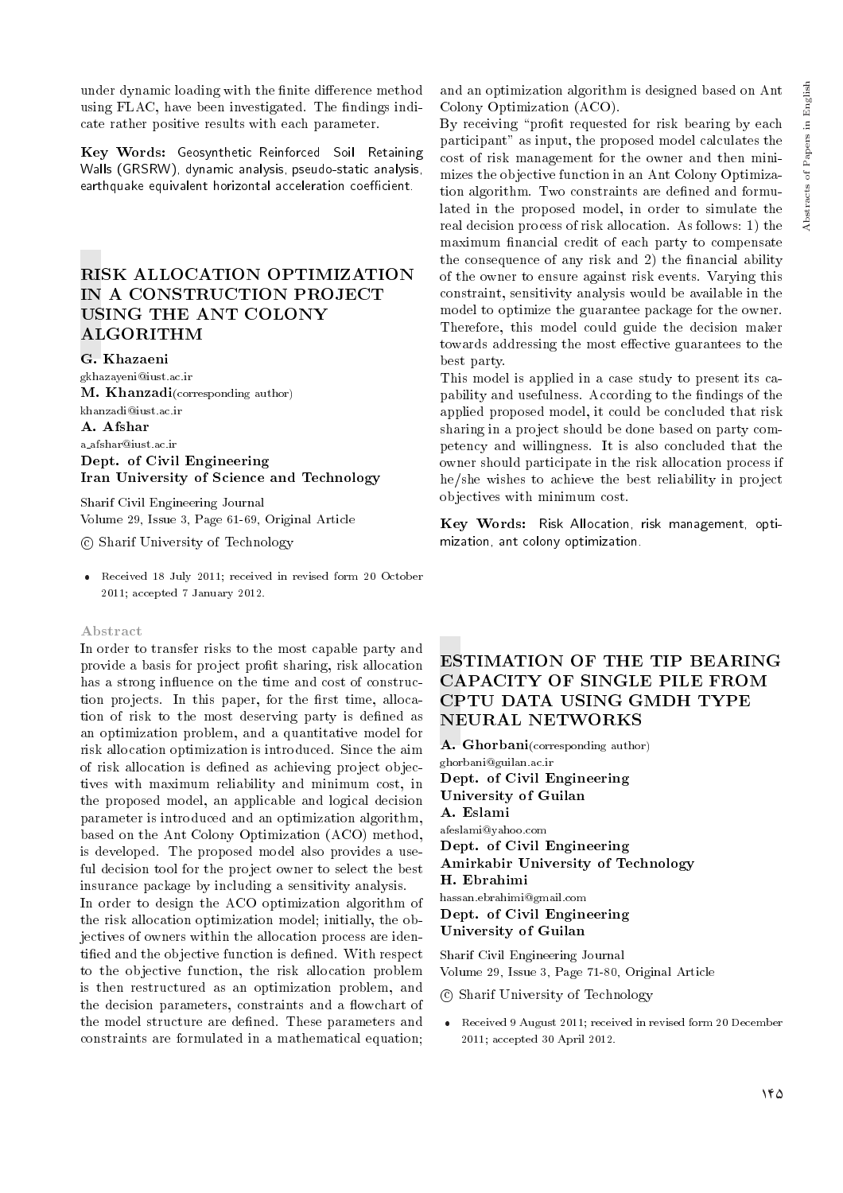under dynamic loading with the finite difference method using FLAC, have been investigated. The findings indicate rather positive results with each parameter.

**Key Words:** Geosynthetic Reinforced Soil Retaining Walls (GRSRW), dynamic analysis, pseudo-static analysis, earthquake equivalent horizontal acceleration coefficient.

# RISK ALLOCATION OPTIMIZATION IN A CONSTRUCTION PROJECT USING THE ANT COLONY ALGORITHM

**G. Khazaeni**
gkhazayeni@iust.ac.ir
**M. Khanzadi**(corresponding author)
khanzadi@iust.ac.ir
**A. Afshar**
a_afshar@iust.ac.ir
**Dept. of Civil Engineering**
**Iran University of Science and Technology**

Sharif Civil Engineering Journal
Volume 29, Issue 3, Page 61-69, Original Article

© Sharif University of Technology

- Received 18 July 2011; received in revised form 20 October 2011; accepted 7 January 2012.

### Abstract

In order to transfer risks to the most capable party and provide a basis for project profit sharing, risk allocation has a strong influence on the time and cost of construction projects. In this paper, for the first time, allocation of risk to the most deserving party is defined as an optimization problem, and a quantitative model for risk allocation optimization is introduced. Since the aim of risk allocation is defined as achieving project objectives with maximum reliability and minimum cost, in the proposed model, an applicable and logical decision parameter is introduced and an optimization algorithm, based on the Ant Colony Optimization (ACO) method, is developed. The proposed model also provides a useful decision tool for the project owner to select the best insurance package by including a sensitivity analysis.

In order to design the ACO optimization algorithm of the risk allocation optimization model; initially, the objectives of owners within the allocation process are identified and the objective function is defined. With respect to the objective function, the risk allocation problem is then restructured as an optimization problem, and the decision parameters, constraints and a flowchart of the model structure are defined. These parameters and constraints are formulated in a mathematical equation; and an optimization algorithm is designed based on Ant Colony Optimization (ACO).

By receiving "profit requested for risk bearing by each participant" as input, the proposed model calculates the cost of risk management for the owner and then minimizes the objective function in an Ant Colony Optimization algorithm. Two constraints are defined and formulated in the proposed model, in order to simulate the real decision process of risk allocation. As follows: 1) the maximum financial credit of each party to compensate the consequence of any risk and 2) the financial ability of the owner to ensure against risk events. Varying this constraint, sensitivity analysis would be available in the model to optimize the guarantee package for the owner. Therefore, this model could guide the decision maker towards addressing the most effective guarantees to the best party.

This model is applied in a case study to present its capability and usefulness. According to the findings of the applied proposed model, it could be concluded that risk sharing in a project should be done based on party competency and willingness. It is also concluded that the owner should participate in the risk allocation process if he/she wishes to achieve the best reliability in project objectives with minimum cost.

**Key Words:** Risk Allocation, risk management, optimization, ant colony optimization.

# ESTIMATION OF THE TIP BEARING CAPACITY OF SINGLE PILE FROM CPTU DATA USING GMDH TYPE NEURAL NETWORKS

**A. Ghorbani**(corresponding author)
ghorbani@guilan.ac.ir
**Dept. of Civil Engineering**
**University of Guilan**
**A. Eslami**
afeslami@yahoo.com
**Dept. of Civil Engineering**
**Amirkabir University of Technology**
**H. Ebrahimi**
hassan.ebrahimi@gmail.com
**Dept. of Civil Engineering**
**University of Guilan**

Sharif Civil Engineering Journal
Volume 29, Issue 3, Page 71-80, Original Article

© Sharif University of Technology

- Received 9 August 2011; received in revised form 20 December 2011; accepted 30 April 2012.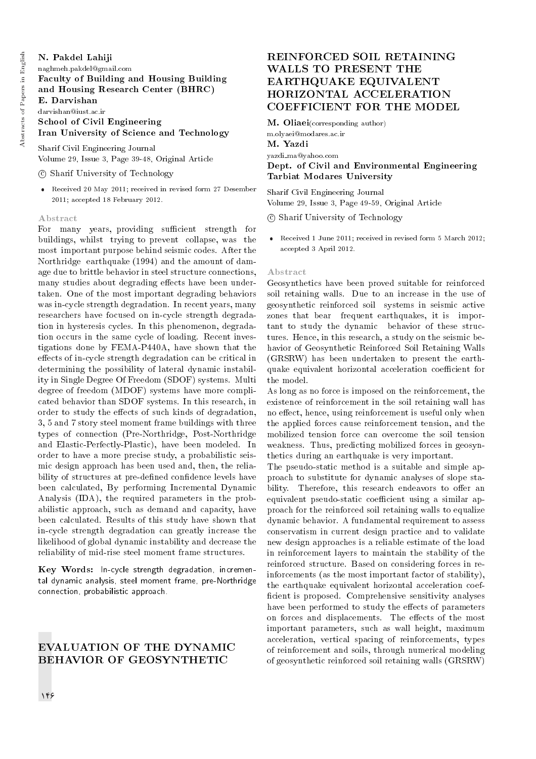**N. Pakdel Lahiji**
naghmeh.pakdel@gmail.com
**Faculty of Building and Housing Building and Housing Research Center (BHRC)**
**E. Darvishan**
darvishan@iust.ac.ir
**School of Civil Engineering**
**Iran University of Science and Technology**

Sharif Civil Engineering Journal
Volume 29, Issue 3, Page 39-48, Original Article

© Sharif University of Technology

- Received 20 May 2011; received in revised form 27 Desember 2011; accepted 18 February 2012.

### Abstract

For many years, providing sufficient strength for buildings, whilst trying to prevent collapse, was the most important purpose behind seismic codes. After the Northridge earthquake (1994) and the amount of damage due to brittle behavior in steel structure connections, many studies about degrading effects have been undertaken. One of the most important degrading behaviors was in-cycle strength degradation. In recent years, many researchers have focused on in-cycle strength degradation in hysteresis cycles. In this phenomenon, degradation occurs in the same cycle of loading. Recent investigations done by FEMA-P440A, have shown that the effects of in-cycle strength degradation can be critical in determining the possibility of lateral dynamic instability in Single Degree Of Freedom (SDOF) systems. Multi degree of freedom (MDOF) systems have more complicated behavior than SDOF systems. In this research, in order to study the effects of such kinds of degradation, 3, 5 and 7 story steel moment frame buildings with three types of connection (Pre-Northridge, Post-Northridge and Elastic-Perfectly-Plastic), have been modeled. In order to have a more precise study, a probabilistic seismic design approach has been used and, then, the reliability of structures at pre-defined confidence levels have been calculated, By performing Incremental Dynamic Analysis (IDA), the required parameters in the probabilistic approach, such as demand and capacity, have been calculated. Results of this study have shown that in-cycle strength degradation can greatly increase the likelihood of global dynamic instability and decrease the reliability of mid-rise steel moment frame structures.

**Key Words:** In-cycle strength degradation, incremental dynamic analysis, steel moment frame, pre-Northridge connection, probabilistic approach.

## EVALUATION OF THE DYNAMIC BEHAVIOR OF GEOSYNTHETIC REINFORCED SOIL RETAINING WALLS TO PRESENT THE EARTHQUAKE EQUIVALENT HORIZONTAL ACCELERATION COEFFICIENT FOR THE MODEL

**M. Oliaei**(corresponding author)
m.olyaei@modares.ac.ir
**M. Yazdi**
yazdi_ma@yahoo.com
**Dept. of Civil and Environmental Engineering Tarbiat Modares University**

Sharif Civil Engineering Journal
Volume 29, Issue 3, Page 49-59, Original Article

© Sharif University of Technology

- Received 1 June 2011; received in revised form 5 March 2012; accepted 3 April 2012.

### Abstract

Geosynthetics have been proved suitable for reinforced soil retaining walls. Due to an increase in the use of geosynthetic reinforced soil systems in seismic active zones that bear frequent earthquakes, it is important to study the dynamic behavior of these structures. Hence, in this research, a study on the seismic behavior of Geosynthetic Reinforced Soil Retaining Walls (GRSRW) has been undertaken to present the earthquake equivalent horizontal acceleration coefficient for the model.

As long as no force is imposed on the reinforcement, the existence of reinforcement in the soil retaining wall has no effect, hence, using reinforcement is useful only when the applied forces cause reinforcement tension, and the mobilized tension force can overcome the soil tension weakness. Thus, predicting mobilized forces in geosynthetics during an earthquake is very important.

The pseudo-static method is a suitable and simple approach to substitute for dynamic analyses of slope stability. Therefore, this research endeavors to offer an equivalent pseudo-static coefficient using a similar approach for the reinforced soil retaining walls to equalize dynamic behavior. A fundamental requirement to assess conservatism in current design practice and to validate new design approaches is a reliable estimate of the load in reinforcement layers to maintain the stability of the reinforced structure. Based on considering forces in reinforcements (as the most important factor of stability), the earthquake equivalent horizontal acceleration coefficient is proposed. Comprehensive sensitivity analyses have been performed to study the effects of parameters on forces and displacements. The effects of the most important parameters, such as wall height, maximum acceleration, vertical spacing of reinforcements, types of reinforcement and soils, through numerical modeling of geosynthetic reinforced soil retaining walls (GRSRW)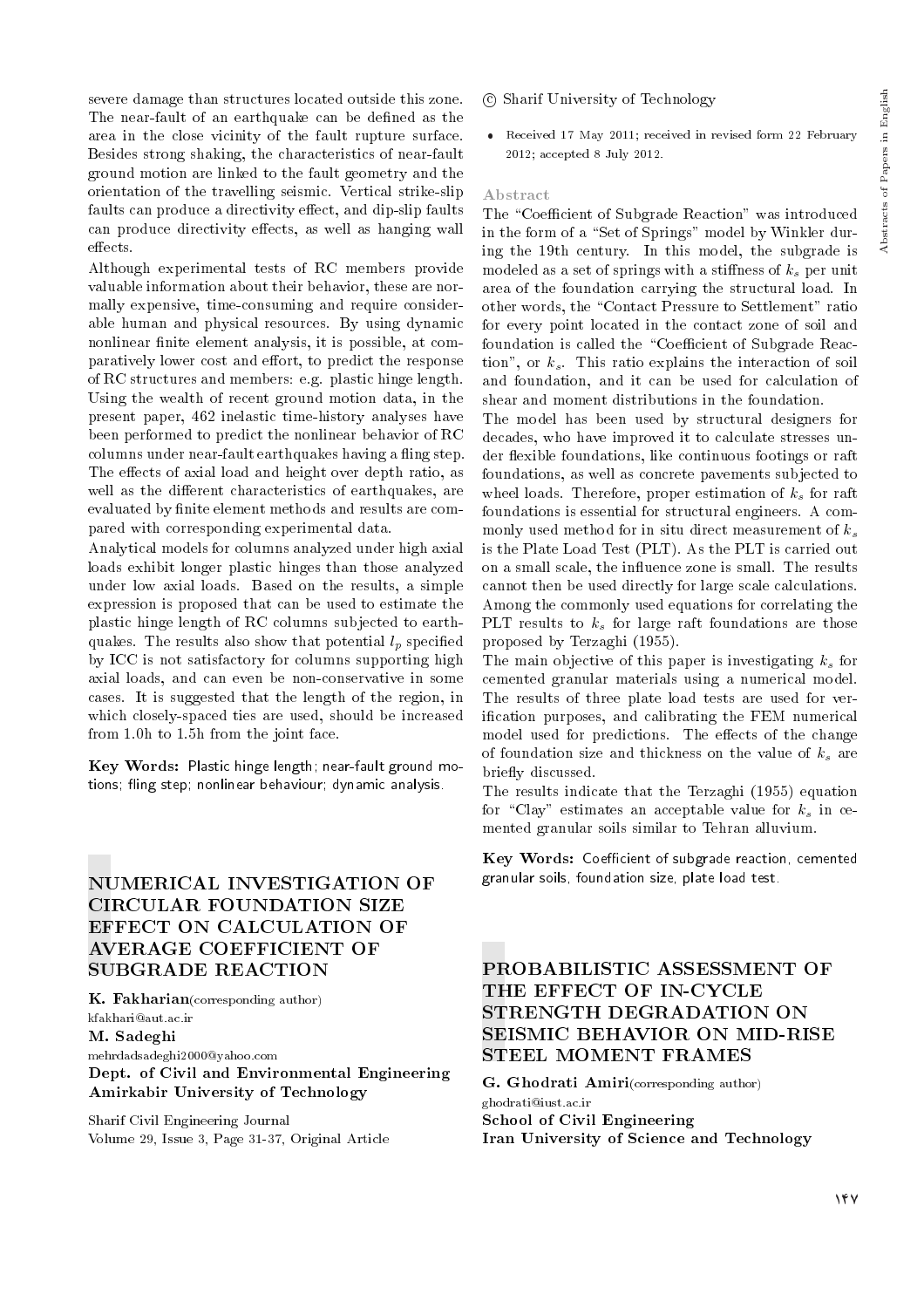severe damage than structures located outside this zone. The near-fault of an earthquake can be defined as the area in the close vicinity of the fault rupture surface. Besides strong shaking, the characteristics of near-fault ground motion are linked to the fault geometry and the orientation of the travelling seismic. Vertical strike-slip faults can produce a directivity effect, and dip-slip faults can produce directivity effects, as well as hanging wall effects.

Although experimental tests of RC members provide valuable information about their behavior, these are normally expensive, time-consuming and require considerable human and physical resources. By using dynamic nonlinear finite element analysis, it is possible, at comparatively lower cost and effort, to predict the response of RC structures and members: e.g. plastic hinge length. Using the wealth of recent ground motion data, in the present paper, 462 inelastic time-history analyses have been performed to predict the nonlinear behavior of RC columns under near-fault earthquakes having a fling step. The effects of axial load and height over depth ratio, as well as the different characteristics of earthquakes, are evaluated by finite element methods and results are compared with corresponding experimental data.

Analytical models for columns analyzed under high axial loads exhibit longer plastic hinges than those analyzed under low axial loads. Based on the results, a simple expression is proposed that can be used to estimate the plastic hinge length of RC columns subjected to earthquakes. The results also show that potential $l_p$ specified by ICC is not satisfactory for columns supporting high axial loads, and can even be non-conservative in some cases. It is suggested that the length of the region, in which closely-spaced ties are used, should be increased from 1.0h to 1.5h from the joint face.

**Key Words:** Plastic hinge length; near-fault ground motions; fling step; nonlinear behaviour; dynamic analysis.

## NUMERICAL INVESTIGATION OF CIRCULAR FOUNDATION SIZE EFFECT ON CALCULATION OF AVERAGE COEFFICIENT OF SUBGRADE REACTION

**K. Fakharian** (corresponding author)
kfakhari@aut.ac.ir
**M. Sadeghi**
mehrdadsadeghi2000@yahoo.com
**Dept. of Civil and Environmental Engineering**
**Amirkabir University of Technology**

Sharif Civil Engineering Journal
Volume 29, Issue 3, Page 31-37, Original Article

© Sharif University of Technology

- Received 17 May 2011; received in revised form 22 February 2012; accepted 8 July 2012.

### Abstract

The "Coefficient of Subgrade Reaction" was introduced in the form of a "Set of Springs" model by Winkler during the 19th century. In this model, the subgrade is modeled as a set of springs with a stiffness of $k_s$ per unit area of the foundation carrying the structural load. In other words, the "Contact Pressure to Settlement" ratio for every point located in the contact zone of soil and foundation is called the "Coefficient of Subgrade Reaction", or $k_s$. This ratio explains the interaction of soil and foundation, and it can be used for calculation of shear and moment distributions in the foundation.

The model has been used by structural designers for decades, who have improved it to calculate stresses under flexible foundations, like continuous footings or raft foundations, as well as concrete pavements subjected to wheel loads. Therefore, proper estimation of $k_s$ for raft foundations is essential for structural engineers. A commonly used method for in situ direct measurement of $k_s$ is the Plate Load Test (PLT). As the PLT is carried out on a small scale, the influence zone is small. The results cannot then be used directly for large scale calculations. Among the commonly used equations for correlating the PLT results to $k_s$ for large raft foundations are those proposed by Terzaghi (1955).

The main objective of this paper is investigating $k_s$ for cemented granular materials using a numerical model. The results of three plate load tests are used for verification purposes, and calibrating the FEM numerical model used for predictions. The effects of the change of foundation size and thickness on the value of $k_s$ are briefly discussed.

The results indicate that the Terzaghi (1955) equation for "Clay" estimates an acceptable value for $k_s$ in cemented granular soils similar to Tehran alluvium.

**Key Words:** Coefficient of subgrade reaction, cemented granular soils, foundation size, plate load test.

## PROBABILISTIC ASSESSMENT OF THE EFFECT OF IN-CYCLE STRENGTH DEGRADATION ON SEISMIC BEHAVIOR ON MID-RISE STEEL MOMENT FRAMES

**G. Ghodrati Amiri** (corresponding author)
ghodrati@iust.ac.ir
**School of Civil Engineering**
**Iran University of Science and Technology**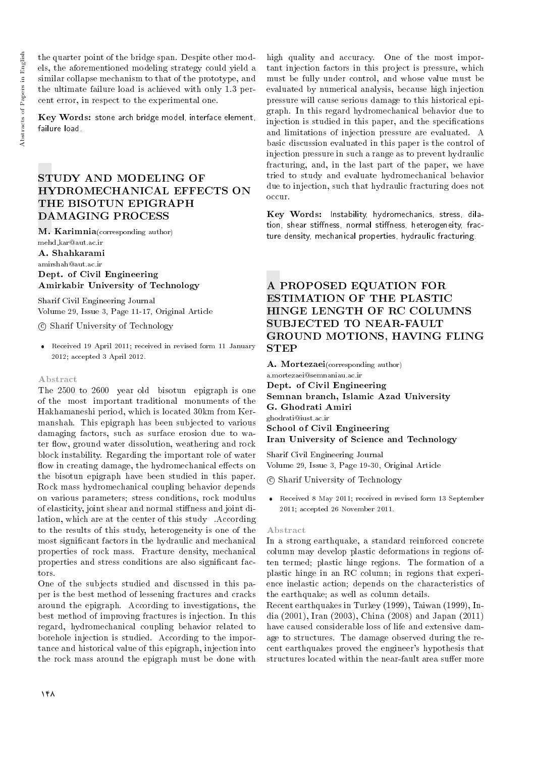the quarter point of the bridge span. Despite other models, the aforementioned modeling strategy could yield a similar collapse mechanism to that of the prototype, and the ultimate failure load is achieved with only 1.3 percent error, in respect to the experimental one.

**Key Words:** stone arch bridge model, interface element, failure load.

## STUDY AND MODELING OF HYDROMECHANICAL EFFECTS ON THE BISOTUN EPIGRAPH DAMAGING PROCESS

**M. Karimnia**(corresponding author)
mehd_kar@aut.ac.ir
**A. Shahkarami**
amirshah@aut.ac.ir
**Dept. of Civil Engineering**
**Amirkabir University of Technology**

Sharif Civil Engineering Journal
Volume 29, Issue 3, Page 11-17, Original Article

© Sharif University of Technology

- Received 19 April 2011; received in revised form 11 January 2012; accepted 3 April 2012.

### Abstract

The 2500 to 2600 year old bisotun epigraph is one of the most important traditional monuments of the Hakhamaneshi period, which is located 30km from Kermanshah. This epigraph has been subjected to various damaging factors, such as surface erosion due to water flow, ground water dissolution, weathering and rock block instability. Regarding the important role of water flow in creating damage, the hydromechanical effects on the bisotun epigraph have been studied in this paper. Rock mass hydromechanical coupling behavior depends on various parameters; stress conditions, rock modulus of elasticity, joint shear and normal stiffness and joint dilation, which are at the center of this study .According to the results of this study, heterogeneity is one of the most significant factors in the hydraulic and mechanical properties of rock mass. Fracture density, mechanical properties and stress conditions are also significant factors.

One of the subjects studied and discussed in this paper is the best method of lessening fractures and cracks around the epigraph. According to investigations, the best method of improving fractures is injection. In this regard, hydromechanical coupling behavior related to borehole injection is studied. According to the importance and historical value of this epigraph, injection into the rock mass around the epigraph must be done with high quality and accuracy. One of the most important injection factors in this project is pressure, which must be fully under control, and whose value must be evaluated by numerical analysis, because high injection pressure will cause serious damage to this historical epigraph. In this regard hydromechanical behavior due to injection is studied in this paper, and the specifications and limitations of injection pressure are evaluated. A basic discussion evaluated in this paper is the control of injection pressure in such a range as to prevent hydraulic fracturing, and, in the last part of the paper, we have tried to study and evaluate hydromechanical behavior due to injection, such that hydraulic fracturing does not occur.

**Key Words:** Instability, hydromechanics, stress, dilation, shear stiffness, normal stiffness, heterogeneity, fracture density, mechanical properties, hydraulic fracturing.

## A PROPOSED EQUATION FOR ESTIMATION OF THE PLASTIC HINGE LENGTH OF RC COLUMNS SUBJECTED TO NEAR-FAULT GROUND MOTIONS, HAVING FLING STEP

**A. Mortezaei**(corresponding author)
a.mortezaei@semnaniau.ac.ir
**Dept. of Civil Engineering**
**Semnan branch, Islamic Azad University**
**G. Ghodrati Amiri**
ghodrati@iust.ac.ir
**School of Civil Engineering**
**Iran University of Science and Technology**

Sharif Civil Engineering Journal
Volume 29, Issue 3, Page 19-30, Original Article

© Sharif University of Technology

- Received 8 May 2011; received in revised form 13 September 2011; accepted 26 November 2011.

### Abstract

In a strong earthquake, a standard reinforced concrete column may develop plastic deformations in regions often termed; plastic hinge regions. The formation of a plastic hinge in an RC column; in regions that experience inelastic action; depends on the characteristics of the earthquake; as well as column details.

Recent earthquakes in Turkey (1999), Taiwan (1999), India (2001), Iran (2003), China (2008) and Japan (2011) have caused considerable loss of life and extensive damage to structures. The damage observed during the recent earthquakes proved the engineer's hypothesis that structures located within the near-fault area suffer more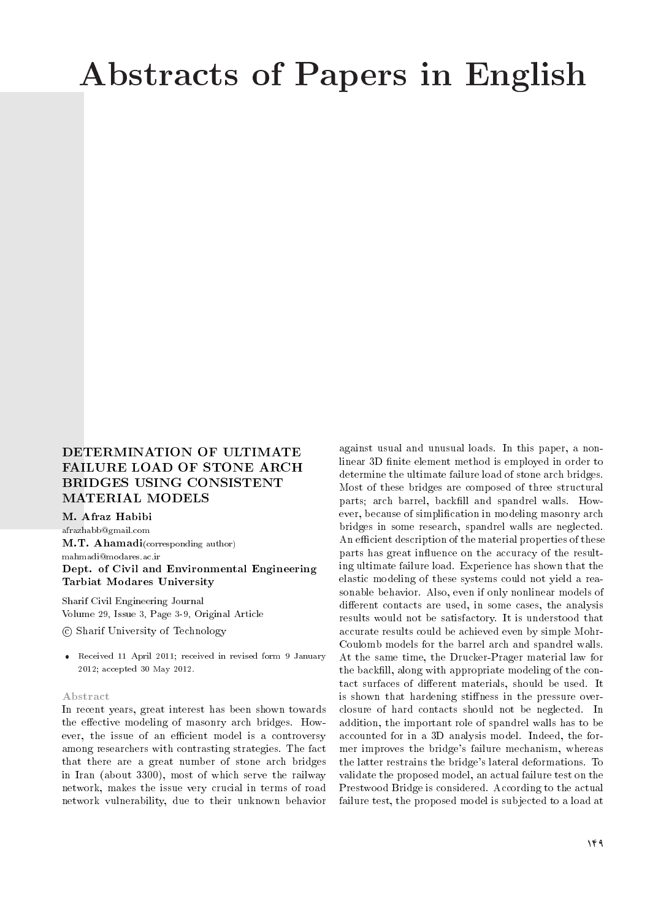# Abstracts of Papers in English

## DETERMINATION OF ULTIMATE FAILURE LOAD OF STONE ARCH BRIDGES USING CONSISTENT MATERIAL MODELS

**M. Afraz Habibi**
afrazhabb@gmail.com
**M.T. Ahamadi**(corresponding author)
mahmadi@modares.ac.ir
**Dept. of Civil and Environmental Engineering Tarbiat Modares University**

Sharif Civil Engineering Journal
Volume 29, Issue 3, Page 3-9, Original Article
© Sharif University of Technology

- Received 11 April 2011; received in revised form 9 January 2012; accepted 30 May 2012.

### Abstract

In recent years, great interest has been shown towards the effective modeling of masonry arch bridges. However, the issue of an efficient model is a controversy among researchers with contrasting strategies. The fact that there are a great number of stone arch bridges in Iran (about 3300), most of which serve the railway network, makes the issue very crucial in terms of road network vulnerability, due to their unknown behavior against usual and unusual loads. In this paper, a nonlinear 3D finite element method is employed in order to determine the ultimate failure load of stone arch bridges. Most of these bridges are composed of three structural parts; arch barrel, backfill and spandrel walls. However, because of simplification in modeling masonry arch bridges in some research, spandrel walls are neglected. An efficient description of the material properties of these parts has great influence on the accuracy of the resulting ultimate failure load. Experience has shown that the elastic modeling of these systems could not yield a reasonable behavior. Also, even if only nonlinear models of different contacts are used, in some cases, the analysis results would not be satisfactory. It is understood that accurate results could be achieved even by simple Mohr-Coulomb models for the barrel arch and spandrel walls. At the same time, the Drucker-Prager material law for the backfill, along with appropriate modeling of the contact surfaces of different materials, should be used. It is shown that hardening stiffness in the pressure overclosure of hard contacts should not be neglected. In addition, the important role of spandrel walls has to be accounted for in a 3D analysis model. Indeed, the former improves the bridge's failure mechanism, whereas the latter restrains the bridge's lateral deformations. To validate the proposed model, an actual failure test on the Prestwood Bridge is considered. According to the actual failure test, the proposed model is subjected to a load at